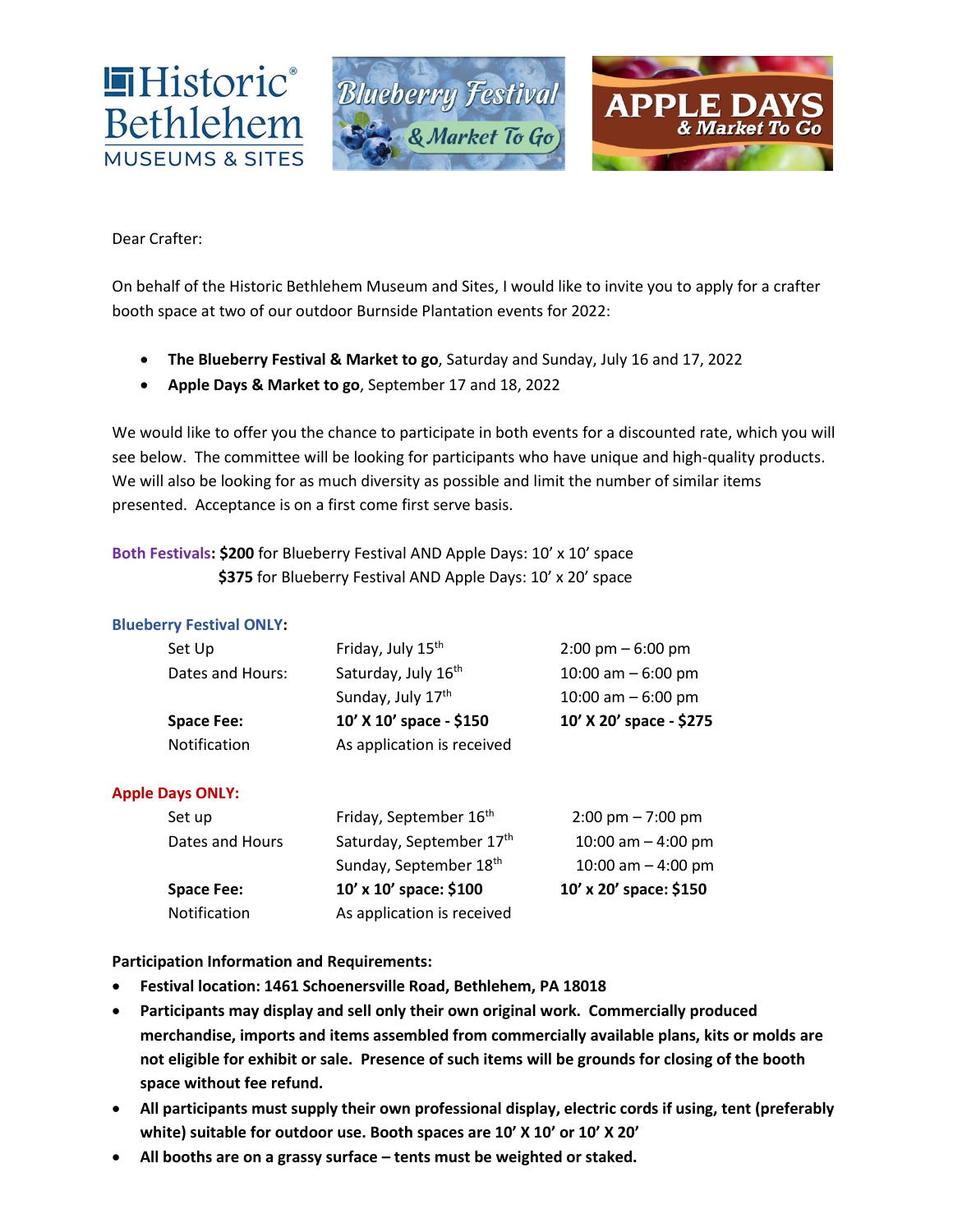Dear Crafter:

On behalf of the Historic Bethlehem Museum and Sites, I would like to invite you to apply for a crafter booth space at two of our outdoor Burnside Plantation events for 2022:

- **The Blueberry Festival & Market to go**, Saturday and Sunday, July 16 and 17, 2022
- **Apple Days & Market to go**, September 17 and 18, 2022

We would like to offer you the chance to participate in both events for a discounted rate, which you will see below. The committee will be looking for participants who have unique and high-quality products. We will also be looking for as much diversity as possible and limit the number of similar items presented. Acceptance is on a first come first serve basis.

**Both Festivals: $200** for Blueberry Festival AND Apple Days: 10' x 10' space
**$375** for Blueberry Festival AND Apple Days: 10' x 20' space

**Blueberry Festival ONLY:**

| | | |
|---|---|---|
| Set Up | Friday, July 15th | 2:00 pm – 6:00 pm |
| Dates and Hours: | Saturday, July 16th | 10:00 am – 6:00 pm |
| | Sunday, July 17th | 10:00 am – 6:00 pm |
| **Space Fee:** | **10' X 10' space - $150** | **10' X 20' space - $275** |
| Notification | As application is received | |

**Apple Days ONLY:**

| | | |
|---|---|---|
| Set up | Friday, September 16th | 2:00 pm – 7:00 pm |
| Dates and Hours | Saturday, September 17th | 10:00 am – 4:00 pm |
| | Sunday, September 18th | 10:00 am – 4:00 pm |
| **Space Fee:** | **10' x 10' space: $100** | **10' x 20' space: $150** |
| Notification | As application is received | |

**Participation Information and Requirements:**

- **Festival location: 1461 Schoenersville Road, Bethlehem, PA 18018**
- **Participants may display and sell only their own original work. Commercially produced merchandise, imports and items assembled from commercially available plans, kits or molds are not eligible for exhibit or sale. Presence of such items will be grounds for closing of the booth space without fee refund.**
- **All participants must supply their own professional display, electric cords if using, tent (preferably white) suitable for outdoor use. Booth spaces are 10' X 10' or 10' X 20'**
- **All booths are on a grassy surface – tents must be weighted or staked.**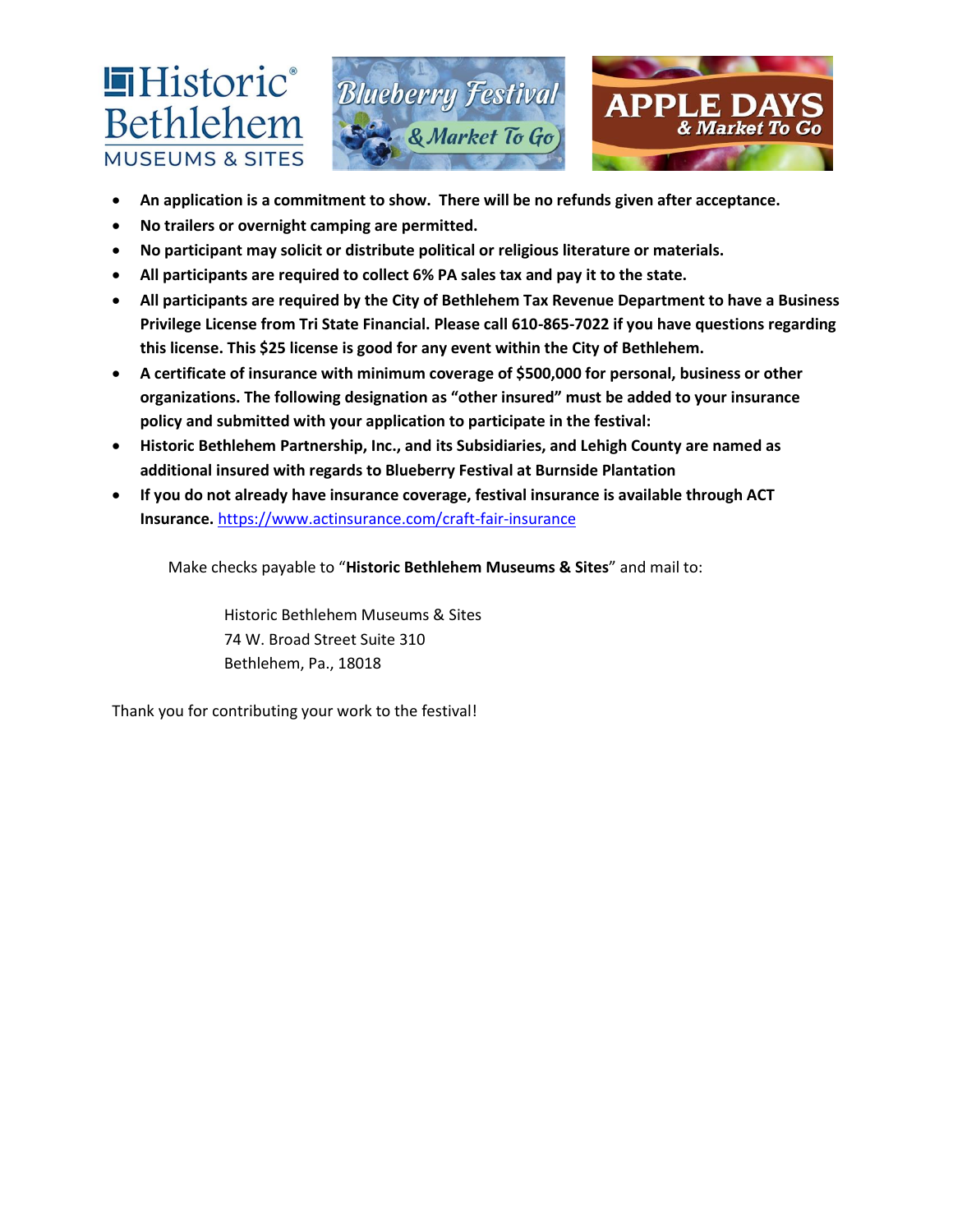- **An application is a commitment to show. There will be no refunds given after acceptance.**
- **No trailers or overnight camping are permitted.**
- **No participant may solicit or distribute political or religious literature or materials.**
- **All participants are required to collect 6% PA sales tax and pay it to the state.**
- **All participants are required by the City of Bethlehem Tax Revenue Department to have a Business Privilege License from Tri State Financial. Please call 610-865-7022 if you have questions regarding this license. This $25 license is good for any event within the City of Bethlehem.**
- **A certificate of insurance with minimum coverage of $500,000 for personal, business or other organizations. The following designation as "other insured" must be added to your insurance policy and submitted with your application to participate in the festival:**
- **Historic Bethlehem Partnership, Inc., and its Subsidiaries, and Lehigh County are named as additional insured with regards to Blueberry Festival at Burnside Plantation**
- **If you do not already have insurance coverage, festival insurance is available through ACT Insurance.** https://www.actinsurance.com/craft-fair-insurance

Make checks payable to "**Historic Bethlehem Museums & Sites**" and mail to:

Historic Bethlehem Museums & Sites
74 W. Broad Street Suite 310
Bethlehem, Pa., 18018

Thank you for contributing your work to the festival!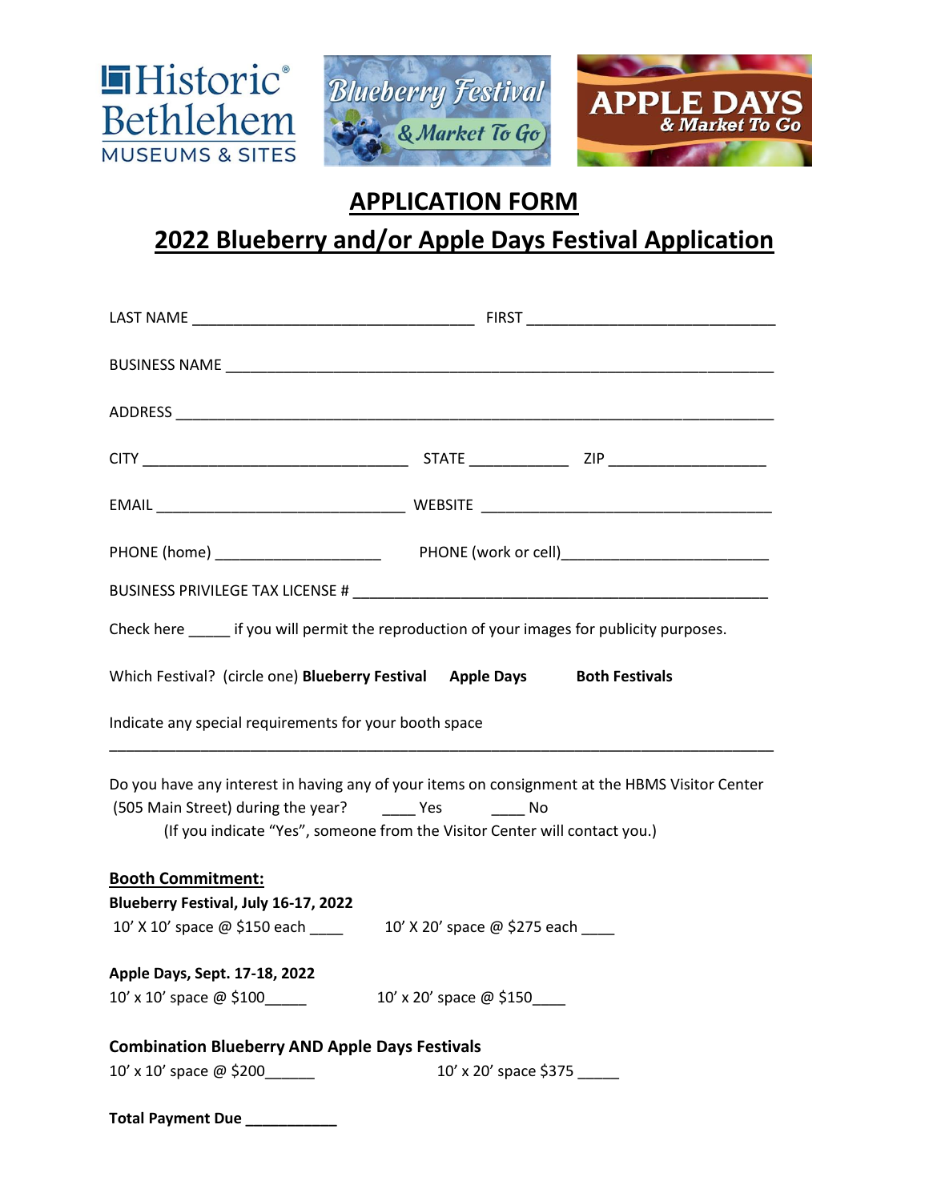Historic® Bethlehem MUSEUMS & SITES

Blueberry Festival & Market To Go

APPLE DAYS & Market To Go

# APPLICATION FORM

## 2022 Blueberry and/or Apple Days Festival Application

LAST NAME ______________________________ FIRST ___________________________

BUSINESS NAME ____________________________________________________________

ADDRESS _________________________________________________________________

CITY ___________________________ STATE ___________ ZIP _________________

EMAIL __________________________ WEBSITE ______________________________

PHONE (home) __________________ PHONE (work or cell)______________________

BUSINESS PRIVILEGE TAX LICENSE # _______________________________________

Check here _____ if you will permit the reproduction of your images for publicity purposes.

Which Festival? (circle one) **Blueberry Festival** **Apple Days** **Both Festivals**

Indicate any special requirements for your booth space

_________________________________________________________________________

Do you have any interest in having any of your items on consignment at the HBMS Visitor Center (505 Main Street) during the year? ____ Yes ____ No

(If you indicate "Yes", someone from the Visitor Center will contact you.)

**Booth Commitment:**

**Blueberry Festival, July 16-17, 2022**

10' X 10' space @ $150 each ____ 10' X 20' space @ $275 each ____

**Apple Days, Sept. 17-18, 2022**

10' x 10' space @ $100_____ 10' x 20' space @ $150____

**Combination Blueberry AND Apple Days Festivals**

10' x 10' space @ $200______ 10' x 20' space $375 _____

**Total Payment Due ___________**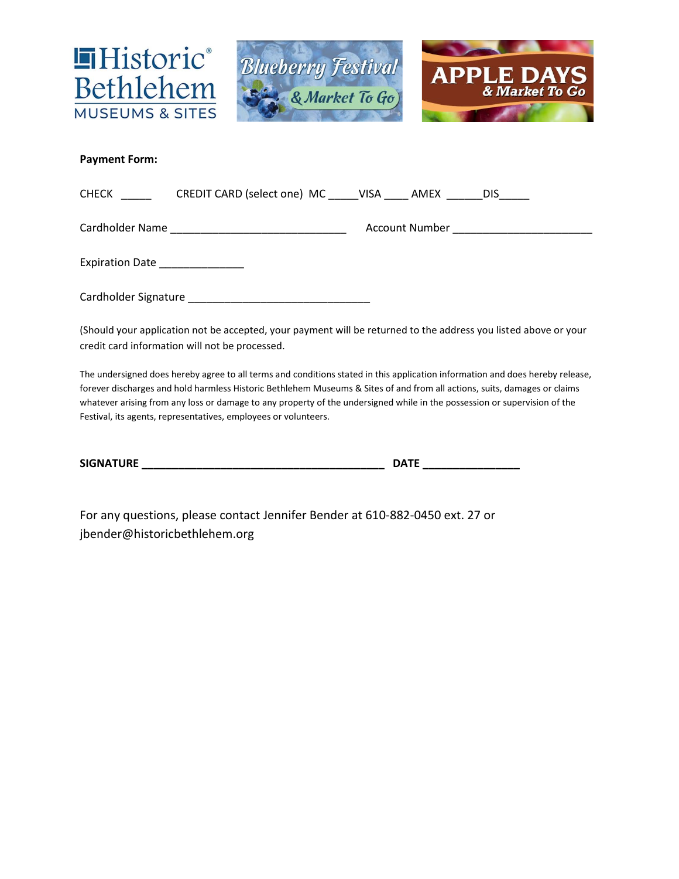**Payment Form:**

CHECK _____ CREDIT CARD (select one) MC _____VISA ____ AMEX ______DIS_____

Cardholder Name _____________________________ Account Number ______________________

Expiration Date ______________

Cardholder Signature ______________________________

(Should your application not be accepted, your payment will be returned to the address you listed above or your credit card information will not be processed.

The undersigned does hereby agree to all terms and conditions stated in this application information and does hereby release, forever discharges and hold harmless Historic Bethlehem Museums & Sites of and from all actions, suits, damages or claims whatever arising from any loss or damage to any property of the undersigned while in the possession or supervision of the Festival, its agents, representatives, employees or volunteers.

**SIGNATURE ________________________________________ DATE ________________**

For any questions, please contact Jennifer Bender at 610-882-0450 ext. 27 or jbender@historicbethlehem.org